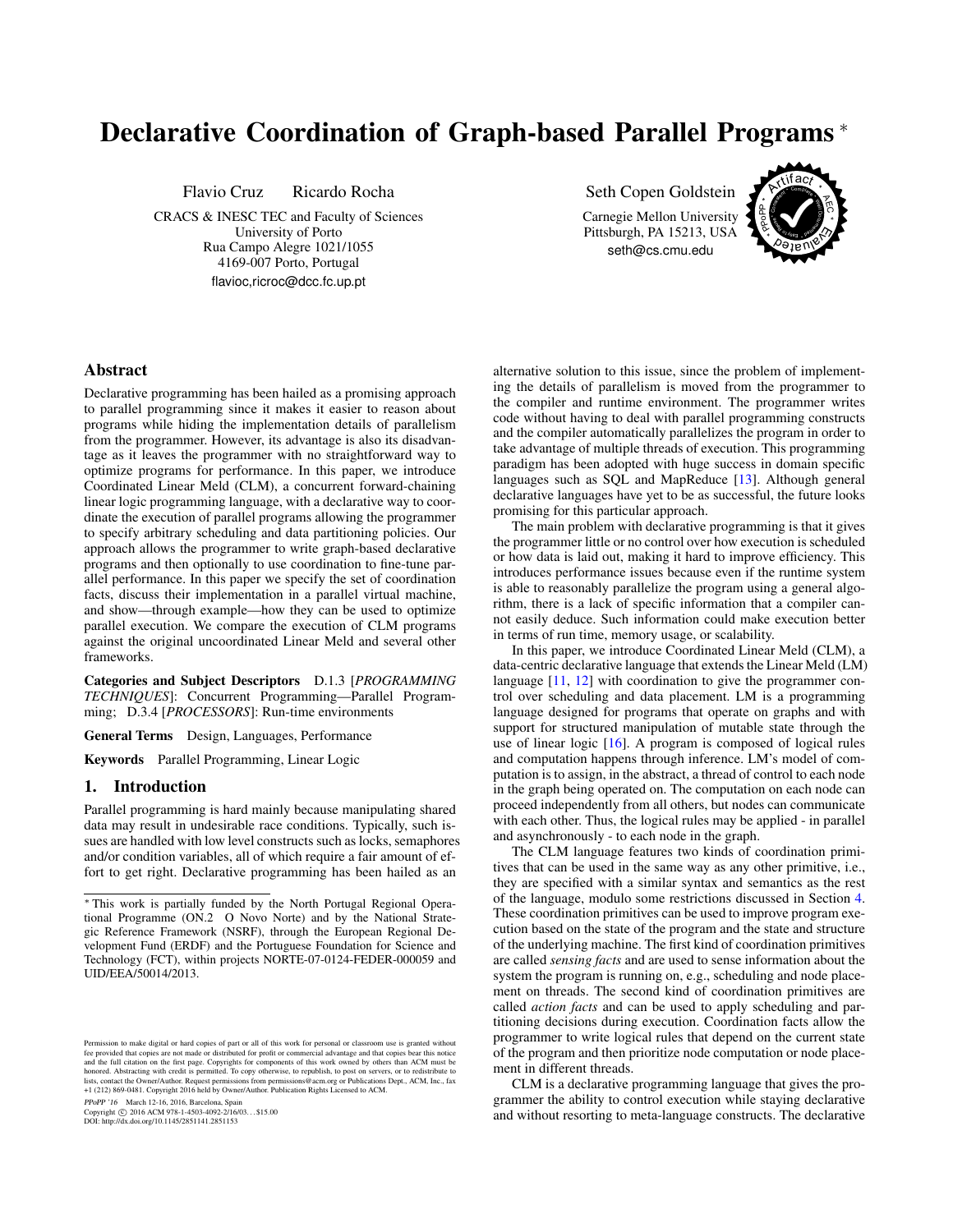# Declarative Coordination of Graph-based Parallel Programs *

Flavio Cruz  Ricardo Rocha

CRACS & INESC TEC and Faculty of Sciences
University of Porto
Rua Campo Alegre 1021/1055
4169-007 Porto, Portugal
flavioc,ricroc@dcc.fc.up.pt

Seth Copen Goldstein

Carnegie Mellon University
Pittsburgh, PA 15213, USA
seth@cs.cmu.edu

## Abstract

Declarative programming has been hailed as a promising approach to parallel programming since it makes it easier to reason about programs while hiding the implementation details of parallelism from the programmer. However, its advantage is also its disadvantage as it leaves the programmer with no straightforward way to optimize programs for performance. In this paper, we introduce Coordinated Linear Meld (CLM), a concurrent forward-chaining linear logic programming language, with a declarative way to coordinate the execution of parallel programs allowing the programmer to specify arbitrary scheduling and data partitioning policies. Our approach allows the programmer to write graph-based declarative programs and then optionally to use coordination to fine-tune parallel performance. In this paper we specify the set of coordination facts, discuss their implementation in a parallel virtual machine, and show—through example—how they can be used to optimize parallel execution. We compare the execution of CLM programs against the original uncoordinated Linear Meld and several other frameworks.

**Categories and Subject Descriptors** D.1.3 [*PROGRAMMING TECHNIQUES*]: Concurrent Programming—Parallel Programming; D.3.4 [*PROCESSORS*]: Run-time environments

**General Terms** Design, Languages, Performance

**Keywords** Parallel Programming, Linear Logic

## 1. Introduction

Parallel programming is hard mainly because manipulating shared data may result in undesirable race conditions. Typically, such issues are handled with low level constructs such as locks, semaphores and/or condition variables, all of which require a fair amount of effort to get right. Declarative programming has been hailed as an alternative solution to this issue, since the problem of implementing the details of parallelism is moved from the programmer to the compiler and runtime environment. The programmer writes code without having to deal with parallel programming constructs and the compiler automatically parallelizes the program in order to take advantage of multiple threads of execution. This programming paradigm has been adopted with huge success in domain specific languages such as SQL and MapReduce [13]. Although general declarative languages have yet to be as successful, the future looks promising for this particular approach.

The main problem with declarative programming is that it gives the programmer little or no control over how execution is scheduled or how data is laid out, making it hard to improve efficiency. This introduces performance issues because even if the runtime system is able to reasonably parallelize the program using a general algorithm, there is a lack of specific information that a compiler cannot easily deduce. Such information could make execution better in terms of run time, memory usage, or scalability.

In this paper, we introduce Coordinated Linear Meld (CLM), a data-centric declarative language that extends the Linear Meld (LM) language [11, 12] with coordination to give the programmer control over scheduling and data placement. LM is a programming language designed for programs that operate on graphs and with support for structured manipulation of mutable state through the use of linear logic [16]. A program is composed of logical rules and computation happens through inference. LM's model of computation is to assign, in the abstract, a thread of control to each node in the graph being operated on. The computation on each node can proceed independently from all others, but nodes can communicate with each other. Thus, the logical rules may be applied - in parallel and asynchronously - to each node in the graph.

The CLM language features two kinds of coordination primitives that can be used in the same way as any other primitive, i.e., they are specified with a similar syntax and semantics as the rest of the language, modulo some restrictions discussed in Section 4. These coordination primitives can be used to improve program execution based on the state of the program and the state and structure of the underlying machine. The first kind of coordination primitives are called *sensing facts* and are used to sense information about the system the program is running on, e.g., scheduling and node placement on threads. The second kind of coordination primitives are called *action facts* and can be used to apply scheduling and partitioning decisions during execution. Coordination facts allow the programmer to write logical rules that depend on the current state of the program and then prioritize node computation or node placement in different threads.

CLM is a declarative programming language that gives the programmer the ability to control execution while staying declarative and without resorting to meta-language constructs. The declarative

---

* This work is partially funded by the North Portugal Regional Operational Programme (ON.2 O Novo Norte) and by the National Strategic Reference Framework (NSRF), through the European Regional Development Fund (ERDF) and the Portuguese Foundation for Science and Technology (FCT), within projects NORTE-07-0124-FEDER-000059 and UID/EEA/50014/2013.

Permission to make digital or hard copies of part or all of this work for personal or classroom use is granted without fee provided that copies are not made or distributed for profit or commercial advantage and that copies bear this notice and the full citation on the first page. Copyrights for components of this work owned by others than ACM must be honored. Abstracting with credit is permitted. To copy otherwise, to republish, to post on servers, or to redistribute to lists, contact the Owner/Author. Request permissions from permissions@acm.org or Publications Dept., ACM, Inc., fax +1 (212) 869-0481. Copyright 2016 held by Owner/Author. Publication Rights Licensed to ACM.

*PPoPP '16* March 12-16, 2016, Barcelona, Spain
Copyright © 2016 ACM 978-1-4503-4092-2/16/03... $15.00
DOI: http://dx.doi.org/10.1145/2851141.2851153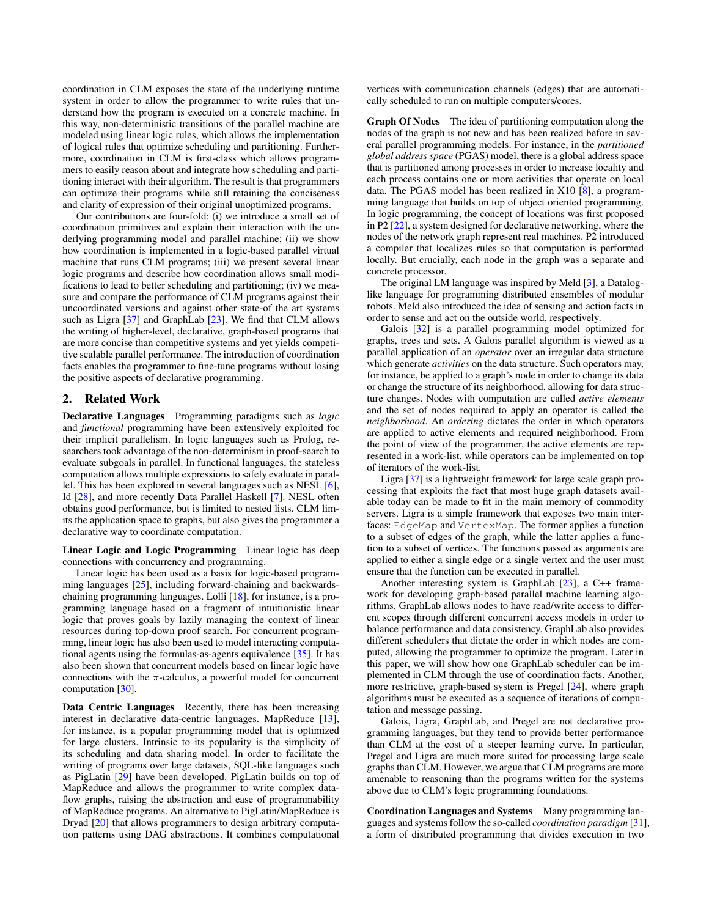coordination in CLM exposes the state of the underlying runtime system in order to allow the programmer to write rules that understand how the program is executed on a concrete machine. In this way, non-deterministic transitions of the parallel machine are modeled using linear logic rules, which allows the implementation of logical rules that optimize scheduling and partitioning. Furthermore, coordination in CLM is first-class which allows programmers to easily reason about and integrate how scheduling and partitioning interact with their algorithm. The result is that programmers can optimize their programs while still retaining the conciseness and clarity of expression of their original unoptimized programs.

Our contributions are four-fold: (i) we introduce a small set of coordination primitives and explain their interaction with the underlying programming model and parallel machine; (ii) we show how coordination is implemented in a logic-based parallel virtual machine that runs CLM programs; (iii) we present several linear logic programs and describe how coordination allows small modifications to lead to better scheduling and partitioning; (iv) we measure and compare the performance of CLM programs against their uncoordinated versions and against other state-of the art systems such as Ligra [37] and GraphLab [23]. We find that CLM allows the writing of higher-level, declarative, graph-based programs that are more concise than competitive systems and yet yields competitive scalable parallel performance. The introduction of coordination facts enables the programmer to fine-tune programs without losing the positive aspects of declarative programming.

## 2. Related Work

**Declarative Languages** Programming paradigms such as *logic* and *functional* programming have been extensively exploited for their implicit parallelism. In logic languages such as Prolog, researchers took advantage of the non-determinism in proof-search to evaluate subgoals in parallel. In functional languages, the stateless computation allows multiple expressions to safely evaluate in parallel. This has been explored in several languages such as NESL [6], Id [28], and more recently Data Parallel Haskell [7]. NESL often obtains good performance, but is limited to nested lists. CLM limits the application space to graphs, but also gives the programmer a declarative way to coordinate computation.

**Linear Logic and Logic Programming** Linear logic has deep connections with concurrency and programming.

Linear logic has been used as a basis for logic-based programming languages [25], including forward-chaining and backwards-chaining programming languages. Lolli [18], for instance, is a programming language based on a fragment of intuitionistic linear logic that proves goals by lazily managing the context of linear resources during top-down proof search. For concurrent programming, linear logic has also been used to model interacting computational agents using the formulas-as-agents equivalence [35]. It has also been shown that concurrent models based on linear logic have connections with the $\pi$-calculus, a powerful model for concurrent computation [30].

**Data Centric Languages** Recently, there has been increasing interest in declarative data-centric languages. MapReduce [13], for instance, is a popular programming model that is optimized for large clusters. Intrinsic to its popularity is the simplicity of its scheduling and data sharing model. In order to facilitate the writing of programs over large datasets, SQL-like languages such as PigLatin [29] have been developed. PigLatin builds on top of MapReduce and allows the programmer to write complex dataflow graphs, raising the abstraction and ease of programmability of MapReduce programs. An alternative to PigLatin/MapReduce is Dryad [20] that allows programmers to design arbitrary computation patterns using DAG abstractions. It combines computational vertices with communication channels (edges) that are automatically scheduled to run on multiple computers/cores.

**Graph Of Nodes** The idea of partitioning computation along the nodes of the graph is not new and has been realized before in several parallel programming models. For instance, in the *partitioned global address space* (PGAS) model, there is a global address space that is partitioned among processes in order to increase locality and each process contains one or more activities that operate on local data. The PGAS model has been realized in X10 [8], a programming language that builds on top of object oriented programming. In logic programming, the concept of locations was first proposed in P2 [22], a system designed for declarative networking, where the nodes of the network graph represent real machines. P2 introduced a compiler that localizes rules so that computation is performed locally. But crucially, each node in the graph was a separate and concrete processor.

The original LM language was inspired by Meld [3], a Datalog-like language for programming distributed ensembles of modular robots. Meld also introduced the idea of sensing and action facts in order to sense and act on the outside world, respectively.

Galois [32] is a parallel programming model optimized for graphs, trees and sets. A Galois parallel algorithm is viewed as a parallel application of an *operator* over an irregular data structure which generate *activities* on the data structure. Such operators may, for instance, be applied to a graph's node in order to change its data or change the structure of its neighborhood, allowing for data structure changes. Nodes with computation are called *active elements* and the set of nodes required to apply an operator is called the *neighborhood*. An *ordering* dictates the order in which operators are applied to active elements and required neighborhood. From the point of view of the programmer, the active elements are represented in a work-list, while operators can be implemented on top of iterators of the work-list.

Ligra [37] is a lightweight framework for large scale graph processing that exploits the fact that most huge graph datasets available today can be made to fit in the main memory of commodity servers. Ligra is a simple framework that exposes two main interfaces: `EdgeMap` and `VertexMap`. The former applies a function to a subset of edges of the graph, while the latter applies a function to a subset of vertices. The functions passed as arguments are applied to either a single edge or a single vertex and the user must ensure that the function can be executed in parallel.

Another interesting system is GraphLab [23], a C++ framework for developing graph-based parallel machine learning algorithms. GraphLab allows nodes to have read/write access to different scopes through different concurrent access models in order to balance performance and data consistency. GraphLab also provides different schedulers that dictate the order in which nodes are computed, allowing the programmer to optimize the program. Later in this paper, we will show how one GraphLab scheduler can be implemented in CLM through the use of coordination facts. Another, more restrictive, graph-based system is Pregel [24], where graph algorithms must be executed as a sequence of iterations of computation and message passing.

Galois, Ligra, GraphLab, and Pregel are not declarative programming languages, but they tend to provide better performance than CLM at the cost of a steeper learning curve. In particular, Pregel and Ligra are much more suited for processing large scale graphs than CLM. However, we argue that CLM programs are more amenable to reasoning than the programs written for the systems above due to CLM's logic programming foundations.

**Coordination Languages and Systems** Many programming languages and systems follow the so-called *coordination paradigm* [31], a form of distributed programming that divides execution in two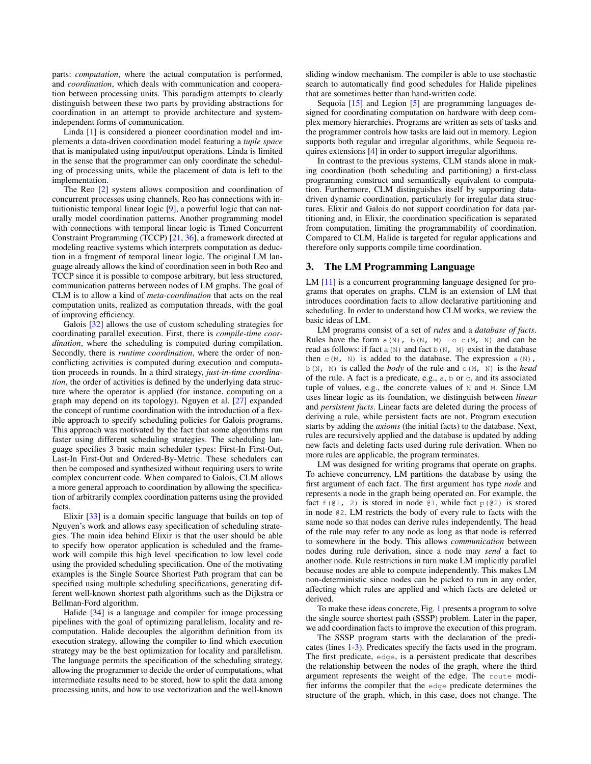parts: *computation*, where the actual computation is performed, and *coordination*, which deals with communication and cooperation between processing units. This paradigm attempts to clearly distinguish between these two parts by providing abstractions for coordination in an attempt to provide architecture and system-independent forms of communication.

Linda [1] is considered a pioneer coordination model and implements a data-driven coordination model featuring a *tuple space* that is manipulated using input/output operations. Linda is limited in the sense that the programmer can only coordinate the scheduling of processing units, while the placement of data is left to the implementation.

The Reo [2] system allows composition and coordination of concurrent processes using channels. Reo has connections with intuitionistic temporal linear logic [9], a powerful logic that can naturally model coordination patterns. Another programming model with connections with temporal linear logic is Timed Concurrent Constraint Programming (TCCP) [21, 36], a framework directed at modeling reactive systems which interprets computation as deduction in a fragment of temporal linear logic. The original LM language already allows the kind of coordination seen in both Reo and TCCP since it is possible to compose arbitrary, but less structured, communication patterns between nodes of LM graphs. The goal of CLM is to allow a kind of *meta-coordination* that acts on the real computation units, realized as computation threads, with the goal of improving efficiency.

Galois [32] allows the use of custom scheduling strategies for coordinating parallel execution. First, there is *compile-time coordination*, where the scheduling is computed during compilation. Secondly, there is *runtime coordination*, where the order of non-conflicting activities is computed during execution and computation proceeds in rounds. In a third strategy, *just-in-time coordination*, the order of activities is defined by the underlying data structure where the operator is applied (for instance, computing on a graph may depend on its topology). Nguyen et al. [27] expanded the concept of runtime coordination with the introduction of a flexible approach to specify scheduling policies for Galois programs. This approach was motivated by the fact that some algorithms run faster using different scheduling strategies. The scheduling language specifies 3 basic main scheduler types: First-In First-Out, Last-In First-Out and Ordered-By-Metric. These schedulers can then be composed and synthesized without requiring users to write complex concurrent code. When compared to Galois, CLM allows a more general approach to coordination by allowing the specification of arbitrarily complex coordination patterns using the provided facts.

Elixir [33] is a domain specific language that builds on top of Nguyen's work and allows easy specification of scheduling strategies. The main idea behind Elixir is that the user should be able to specify how operator application is scheduled and the framework will compile this high level specification to low level code using the provided scheduling specification. One of the motivating examples is the Single Source Shortest Path program that can be specified using multiple scheduling specifications, generating different well-known shortest path algorithms such as the Dijkstra or Bellman-Ford algorithm.

Halide [34] is a language and compiler for image processing pipelines with the goal of optimizing parallelism, locality and re-computation. Halide decouples the algorithm definition from its execution strategy, allowing the compiler to find which execution strategy may be the best optimization for locality and parallelism. The language permits the specification of the scheduling strategy, allowing the programmer to decide the order of computations, what intermediate results need to be stored, how to split the data among processing units, and how to use vectorization and the well-known sliding window mechanism. The compiler is able to use stochastic search to automatically find good schedules for Halide pipelines that are sometimes better than hand-written code.

Sequoia [15] and Legion [5] are programming languages designed for coordinating computation on hardware with deep complex memory hierarchies. Programs are written as sets of tasks and the programmer controls how tasks are laid out in memory. Legion supports both regular and irregular algorithms, while Sequoia requires extensions [4] in order to support irregular algorithms.

In contrast to the previous systems, CLM stands alone in making coordination (both scheduling and partitioning) a first-class programming construct and semantically equivalent to computation. Furthermore, CLM distinguishes itself by supporting data-driven dynamic coordination, particularly for irregular data structures. Elixir and Galois do not support coordination for data partitioning and, in Elixir, the coordination specification is separated from computation, limiting the programmability of coordination. Compared to CLM, Halide is targeted for regular applications and therefore only supports compile time coordination.

## 3. The LM Programming Language

LM [11] is a concurrent programming language designed for programs that operates on graphs. CLM is an extension of LM that introduces coordination facts to allow declarative partitioning and scheduling. In order to understand how CLM works, we review the basic ideas of LM.

LM programs consist of a set of *rules* and a *database of facts*. Rules have the form `a(N), b(N, M) -o c(M, N)` and can be read as follows: if fact `a(N)` and fact `b(N, M)` exist in the database then `c(M, N)` is added to the database. The expression `a(N), b(N, M)` is called the *body* of the rule and `c(M, N)` is the *head* of the rule. A fact is a predicate, e.g., `a`, `b` or `c`, and its associated tuple of values, e.g., the concrete values of `N` and `M`. Since LM uses linear logic as its foundation, we distinguish between *linear* and *persistent facts*. Linear facts are deleted during the process of deriving a rule, while persistent facts are not. Program execution starts by adding the *axioms* (the initial facts) to the database. Next, rules are recursively applied and the database is updated by adding new facts and deleting facts used during rule derivation. When no more rules are applicable, the program terminates.

LM was designed for writing programs that operate on graphs. To achieve concurrency, LM partitions the database by using the first argument of each fact. The first argument has type *node* and represents a node in the graph being operated on. For example, the fact `f(@1, 2)` is stored in node `@1`, while fact `p(@2)` is stored in node `@2`. LM restricts the body of every rule to facts with the same node so that nodes can derive rules independently. The head of the rule may refer to any node as long as that node is referred to somewhere in the body. This allows *communication* between nodes during rule derivation, since a node may *send* a fact to another node. Rule restrictions in turn make LM implicitly parallel because nodes are able to compute independently. This makes LM non-deterministic since nodes can be picked to run in any order, affecting which rules are applied and which facts are deleted or derived.

To make these ideas concrete, Fig. 1 presents a program to solve the single source shortest path (SSSP) problem. Later in the paper, we add coordination facts to improve the execution of this program.

The SSSP program starts with the declaration of the predicates (lines 1-3). Predicates specify the facts used in the program. The first predicate, `edge`, is a persistent predicate that describes the relationship between the nodes of the graph, where the third argument represents the weight of the edge. The `route` modifier informs the compiler that the `edge` predicate determines the structure of the graph, which, in this case, does not change. The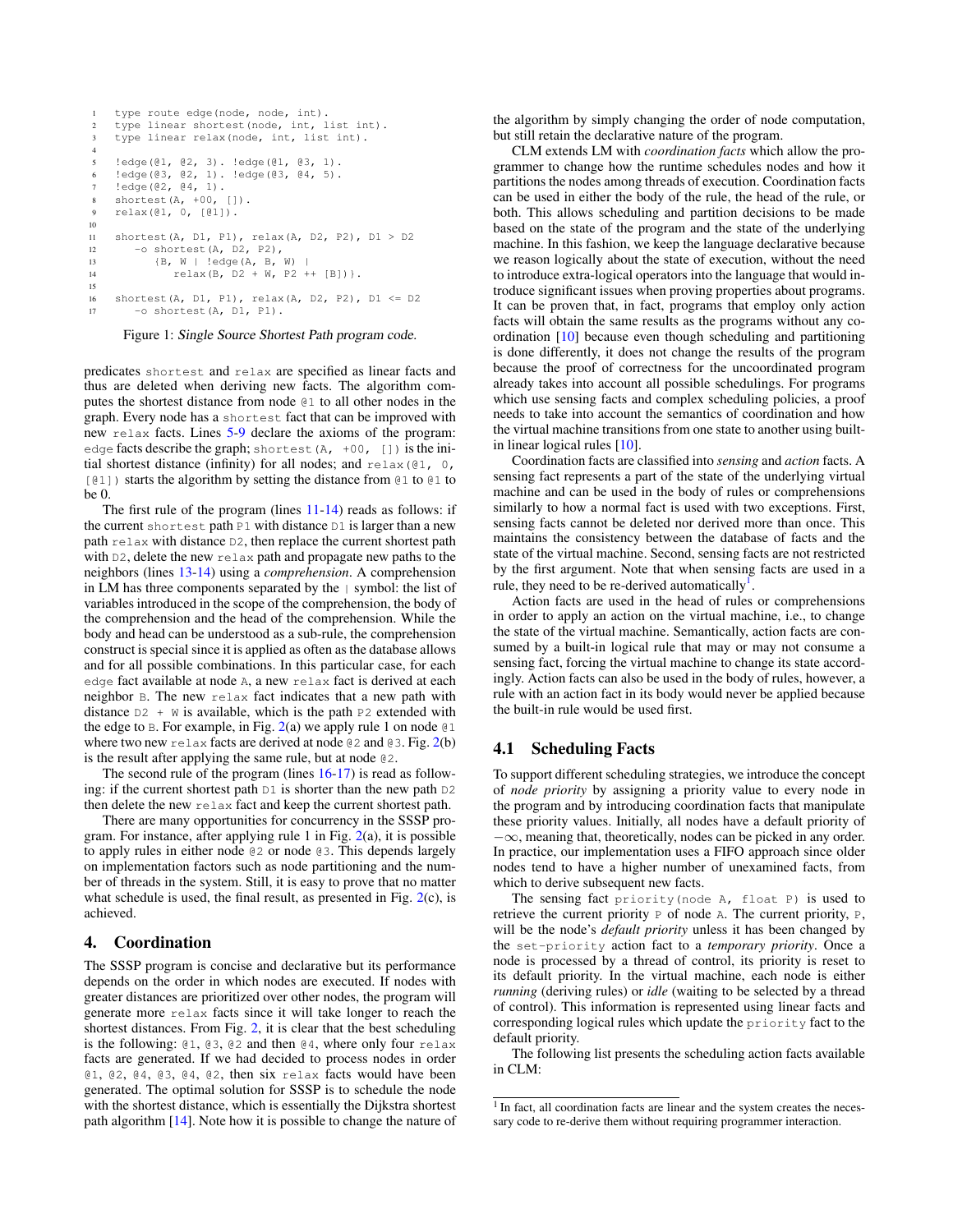```
1   type route edge(node, node, int).
2   type linear shortest(node, int, list int).
3   type linear relax(node, int, list int).
4
5   !edge(@1, @2, 3). !edge(@1, @3, 1).
6   !edge(@3, @2, 1). !edge(@3, @4, 5).
7   !edge(@2, @4, 1).
8   shortest(A, +00, []).
9   relax(@1, 0, [@1]).
10
11  shortest(A, D1, P1), relax(A, D2, P2), D1 > D2
12     -o shortest(A, D2, P2),
13        {B, W | !edge(A, B, W) |
14            relax(B, D2 + W, P2 ++ [B])}.
15
16  shortest(A, D1, P1), relax(A, D2, P2), D1 <= D2
17     -o shortest(A, D1, P1).
```

Figure 1: *Single Source Shortest Path program code.*

predicates `shortest` and `relax` are specified as linear facts and thus are deleted when deriving new facts. The algorithm computes the shortest distance from node `@1` to all other nodes in the graph. Every node has a `shortest` fact that can be improved with new `relax` facts. Lines 5-9 declare the axioms of the program: `edge` facts describe the graph; `shortest(A, +00, [])` is the initial shortest distance (infinity) for all nodes; and `relax(@1, 0, [@1])` starts the algorithm by setting the distance from `@1` to `@1` to be 0.

The first rule of the program (lines 11-14) reads as follows: if the current `shortest` path `P1` with distance `D1` is larger than a new path `relax` with distance `D2`, then replace the current shortest path with `D2`, delete the new `relax` path and propagate new paths to the neighbors (lines 13-14) using a *comprehension*. A comprehension in LM has three components separated by the `|` symbol: the list of variables introduced in the scope of the comprehension, the body of the comprehension and the head of the comprehension. While the body and head can be understood as a sub-rule, the comprehension construct is special since it is applied as often as the database allows and for all possible combinations. In this particular case, for each `edge` fact available at node `A`, a new `relax` fact is derived at each neighbor `B`. The new `relax` fact indicates that a new path with distance `D2 + W` is available, which is the path `P2` extended with the edge to `B`. For example, in Fig. 2(a) we apply rule 1 on node `@1` where two new `relax` facts are derived at node `@2` and `@3`. Fig. 2(b) is the result after applying the same rule, but at node `@2`.

The second rule of the program (lines 16-17) is read as following: if the current shortest path `D1` is shorter than the new path `D2` then delete the new `relax` fact and keep the current shortest path.

There are many opportunities for concurrency in the SSSP program. For instance, after applying rule 1 in Fig. 2(a), it is possible to apply rules in either node `@2` or node `@3`. This depends largely on implementation factors such as node partitioning and the number of threads in the system. Still, it is easy to prove that no matter what schedule is used, the final result, as presented in Fig. 2(c), is achieved.

## 4. Coordination

The SSSP program is concise and declarative but its performance depends on the order in which nodes are executed. If nodes with greater distances are prioritized over other nodes, the program will generate more `relax` facts since it will take longer to reach the shortest distances. From Fig. 2, it is clear that the best scheduling is the following: `@1`, `@3`, `@2` and then `@4`, where only four `relax` facts are generated. If we had decided to process nodes in order `@1`, `@2`, `@4`, `@3`, `@4`, `@2`, then six `relax` facts would have been generated. The optimal solution for SSSP is to schedule the node with the shortest distance, which is essentially the Dijkstra shortest path algorithm [14]. Note how it is possible to change the nature of the algorithm by simply changing the order of node computation, but still retain the declarative nature of the program.

CLM extends LM with *coordination facts* which allow the programmer to change how the runtime schedules nodes and how it partitions the nodes among threads of execution. Coordination facts can be used in either the body of the rule, the head of the rule, or both. This allows scheduling and partition decisions to be made based on the state of the program and the state of the underlying machine. In this fashion, we keep the language declarative because we reason logically about the state of execution, without the need to introduce extra-logical operators into the language that would introduce significant issues when proving properties about programs. It can be proven that, in fact, programs that employ only action facts will obtain the same results as the programs without any coordination [10] because even though scheduling and partitioning is done differently, it does not change the results of the program because the proof of correctness for the uncoordinated program already takes into account all possible schedulings. For programs which use sensing facts and complex scheduling policies, a proof needs to take into account the semantics of coordination and how the virtual machine transitions from one state to another using built-in linear logical rules [10].

Coordination facts are classified into *sensing* and *action* facts. A sensing fact represents a part of the state of the underlying virtual machine and can be used in the body of rules or comprehensions similarly to how a normal fact is used with two exceptions. First, sensing facts cannot be deleted nor derived more than once. This maintains the consistency between the database of facts and the state of the virtual machine. Second, sensing facts are not restricted by the first argument. Note that when sensing facts are used in a rule, they need to be re-derived automatically[1].

Action facts are used in the head of rules or comprehensions in order to apply an action on the virtual machine, i.e., to change the state of the virtual machine. Semantically, action facts are consumed by a built-in logical rule that may or may not consume a sensing fact, forcing the virtual machine to change its state accordingly. Action facts can also be used in the body of rules, however, a rule with an action fact in its body would never be applied because the built-in rule would be used first.

### 4.1 Scheduling Facts

To support different scheduling strategies, we introduce the concept of *node priority* by assigning a priority value to every node in the program and by introducing coordination facts that manipulate these priority values. Initially, all nodes have a default priority of $-\infty$, meaning that, theoretically, nodes can be picked in any order. In practice, our implementation uses a FIFO approach since older nodes tend to have a higher number of unexamined facts, from which to derive subsequent new facts.

The sensing fact `priority(node A, float P)` is used to retrieve the current priority `P` of node `A`. The current priority, `P`, will be the node's *default priority* unless it has been changed by the `set-priority` action fact to a *temporary priority*. Once a node is processed by a thread of control, its priority is reset to its default priority. In the virtual machine, each node is either *running* (deriving rules) or *idle* (waiting to be selected by a thread of control). This information is represented using linear facts and corresponding logical rules which update the `priority` fact to the default priority.

The following list presents the scheduling action facts available in CLM:

[1] In fact, all coordination facts are linear and the system creates the necessary code to re-derive them without requiring programmer interaction.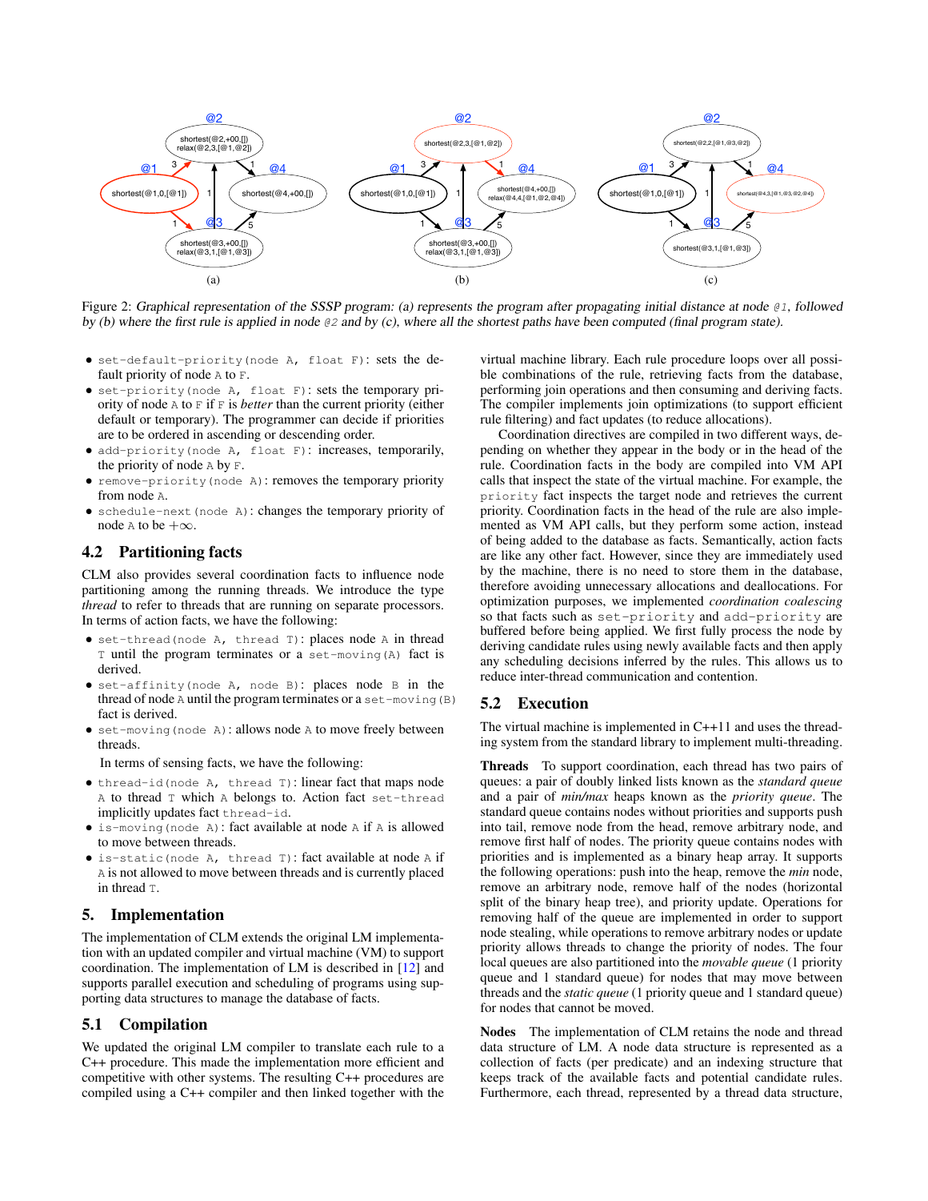Figure 2: *Graphical representation of the SSSP program: (a) represents the program after propagating initial distance at node `@1`, followed by (b) where the first rule is applied in node `@2` and by (c), where all the shortest paths have been computed (final program state).*

- `set-default-priority(node A, float F)`: sets the default priority of node `A` to `F`.
- `set-priority(node A, float F)`: sets the temporary priority of node `A` to `F` if `F` is *better* than the current priority (either default or temporary). The programmer can decide if priorities are to be ordered in ascending or descending order.
- `add-priority(node A, float F)`: increases, temporarily, the priority of node `A` by `F`.
- `remove-priority(node A)`: removes the temporary priority from node `A`.
- `schedule-next(node A)`: changes the temporary priority of node `A` to be $+\infty$.

## 4.2 Partitioning facts

CLM also provides several coordination facts to influence node partitioning among the running threads. We introduce the type *thread* to refer to threads that are running on separate processors. In terms of action facts, we have the following:

- `set-thread(node A, thread T)`: places node `A` in thread `T` until the program terminates or a `set-moving(A)` fact is derived.
- `set-affinity(node A, node B)`: places node `B` in the thread of node `A` until the program terminates or a `set-moving(B)` fact is derived.
- `set-moving(node A)`: allows node `A` to move freely between threads.

In terms of sensing facts, we have the following:

- `thread-id(node A, thread T)`: linear fact that maps node `A` to thread `T` which `A` belongs to. Action fact `set-thread` implicitly updates fact `thread-id`.
- `is-moving(node A)`: fact available at node `A` if `A` is allowed to move between threads.
- `is-static(node A, thread T)`: fact available at node `A` if `A` is not allowed to move between threads and is currently placed in thread `T`.

# 5. Implementation

The implementation of CLM extends the original LM implementation with an updated compiler and virtual machine (VM) to support coordination. The implementation of LM is described in [12] and supports parallel execution and scheduling of programs using supporting data structures to manage the database of facts.

## 5.1 Compilation

We updated the original LM compiler to translate each rule to a C++ procedure. This made the implementation more efficient and competitive with other systems. The resulting C++ procedures are compiled using a C++ compiler and then linked together with the virtual machine library. Each rule procedure loops over all possible combinations of the rule, retrieving facts from the database, performing join operations and then consuming and deriving facts. The compiler implements join optimizations (to support efficient rule filtering) and fact updates (to reduce allocations).

Coordination directives are compiled in two different ways, depending on whether they appear in the body or in the head of the rule. Coordination facts in the body are compiled into VM API calls that inspect the state of the virtual machine. For example, the `priority` fact inspects the target node and retrieves the current priority. Coordination facts in the head of the rule are also implemented as VM API calls, but they perform some action, instead of being added to the database as facts. Semantically, action facts are like any other fact. However, since they are immediately used by the machine, there is no need to store them in the database, therefore avoiding unnecessary allocations and deallocations. For optimization purposes, we implemented *coordination coalescing* so that facts such as `set-priority` and `add-priority` are buffered before being applied. We first fully process the node by deriving candidate rules using newly available facts and then apply any scheduling decisions inferred by the rules. This allows us to reduce inter-thread communication and contention.

## 5.2 Execution

The virtual machine is implemented in C++11 and uses the threading system from the standard library to implement multi-threading.

**Threads** To support coordination, each thread has two pairs of queues: a pair of doubly linked lists known as the *standard queue* and a pair of *min/max* heaps known as the *priority queue*. The standard queue contains nodes without priorities and supports push into tail, remove node from the head, remove arbitrary node, and remove first half of nodes. The priority queue contains nodes with priorities and is implemented as a binary heap array. It supports the following operations: push into the heap, remove the *min* node, remove an arbitrary node, remove half of the nodes (horizontal split of the binary heap tree), and priority update. Operations for removing half of the queue are implemented in order to support node stealing, while operations to remove arbitrary nodes or update priority allows threads to change the priority of nodes. The four local queues are also partitioned into the *movable queue* (1 priority queue and 1 standard queue) for nodes that may move between threads and the *static queue* (1 priority queue and 1 standard queue) for nodes that cannot be moved.

**Nodes** The implementation of CLM retains the node and thread data structure of LM. A node data structure is represented as a collection of facts (per predicate) and an indexing structure that keeps track of the available facts and potential candidate rules. Furthermore, each thread, represented by a thread data structure,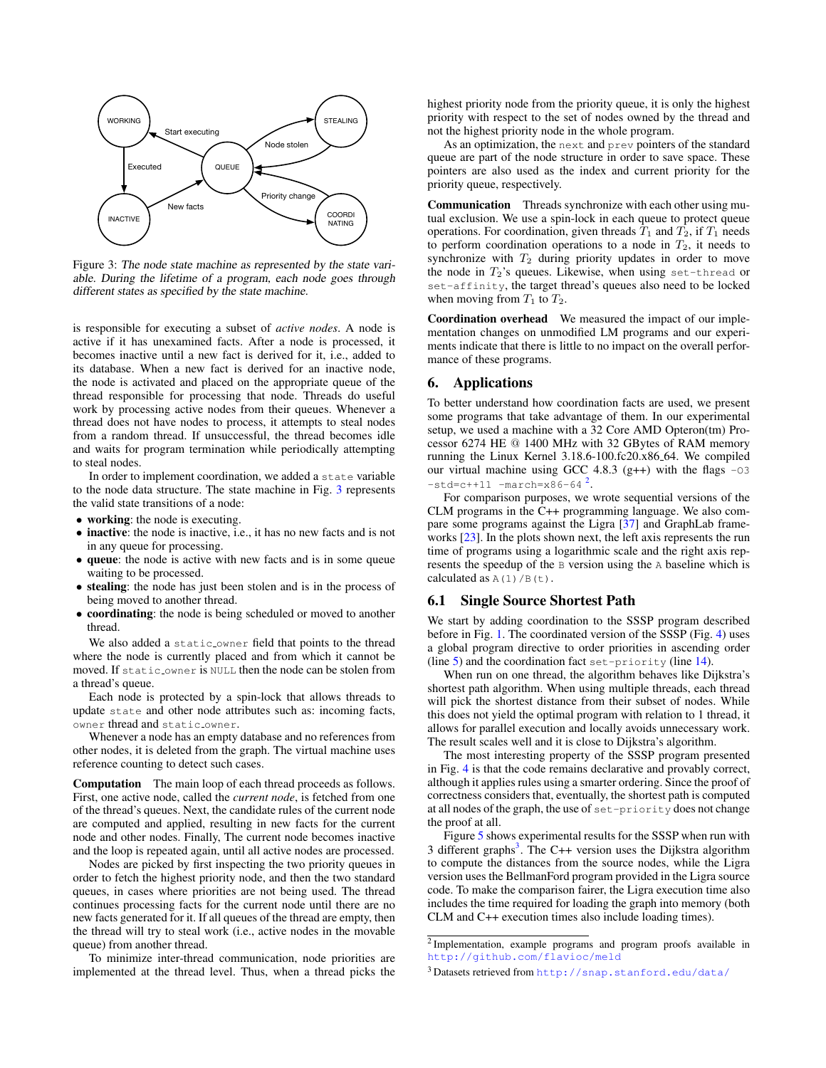WORKING

STEALING

Start executing

Node stolen

Executed

QUEUE

Priority change

New facts

INACTIVE

COORDINATING

Figure 3: *The node state machine as represented by the state variable. During the lifetime of a program, each node goes through different states as specified by the state machine.*

is responsible for executing a subset of *active nodes*. A node is active if it has unexamined facts. After a node is processed, it becomes inactive until a new fact is derived for it, i.e., added to its database. When a new fact is derived for an inactive node, the node is activated and placed on the appropriate queue of the thread responsible for processing that node. Threads do useful work by processing active nodes from their queues. Whenever a thread does not have nodes to process, it attempts to steal nodes from a random thread. If unsuccessful, the thread becomes idle and waits for program termination while periodically attempting to steal nodes.

In order to implement coordination, we added a `state` variable to the node data structure. The state machine in Fig. 3 represents the valid state transitions of a node:

- **working**: the node is executing.
- **inactive**: the node is inactive, i.e., it has no new facts and is not in any queue for processing.
- **queue**: the node is active with new facts and is in some queue waiting to be processed.
- **stealing**: the node has just been stolen and is in the process of being moved to another thread.
- **coordinating**: the node is being scheduled or moved to another thread.

We also added a `static_owner` field that points to the thread where the node is currently placed and from which it cannot be moved. If `static_owner` is `NULL` then the node can be stolen from a thread's queue.

Each node is protected by a spin-lock that allows threads to update `state` and other node attributes such as: incoming facts, `owner` thread and `static_owner`.

Whenever a node has an empty database and no references from other nodes, it is deleted from the graph. The virtual machine uses reference counting to detect such cases.

**Computation** The main loop of each thread proceeds as follows. First, one active node, called the *current node*, is fetched from one of the thread's queues. Next, the candidate rules of the current node are computed and applied, resulting in new facts for the current node and other nodes. Finally, The current node becomes inactive and the loop is repeated again, until all active nodes are processed.

Nodes are picked by first inspecting the two priority queues in order to fetch the highest priority node, and then the two standard queues, in cases where priorities are not being used. The thread continues processing facts for the current node until there are no new facts generated for it. If all queues of the thread are empty, then the thread will try to steal work (i.e., active nodes in the movable queue) from another thread.

To minimize inter-thread communication, node priorities are implemented at the thread level. Thus, when a thread picks the highest priority node from the priority queue, it is only the highest priority with respect to the set of nodes owned by the thread and not the highest priority node in the whole program.

As an optimization, the `next` and `prev` pointers of the standard queue are part of the node structure in order to save space. These pointers are also used as the index and current priority for the priority queue, respectively.

**Communication** Threads synchronize with each other using mutual exclusion. We use a spin-lock in each queue to protect queue operations. For coordination, given threads $T_1$ and $T_2$, if $T_1$ needs to perform coordination operations to a node in $T_2$, it needs to synchronize with $T_2$ during priority updates in order to move the node in $T_2$'s queues. Likewise, when using `set-thread` or `set-affinity`, the target thread's queues also need to be locked when moving from $T_1$ to $T_2$.

**Coordination overhead** We measured the impact of our implementation changes on unmodified LM programs and our experiments indicate that there is little to no impact on the overall performance of these programs.

## 6. Applications

To better understand how coordination facts are used, we present some programs that take advantage of them. In our experimental setup, we used a machine with a 32 Core AMD Opteron(tm) Processor 6274 HE @ 1400 MHz with 32 GBytes of RAM memory running the Linux Kernel 3.18.6-100.fc20.x86_64. We compiled our virtual machine using GCC 4.8.3 (g++) with the flags `-O3 -std=c++11 -march=x86-64` [2].

For comparison purposes, we wrote sequential versions of the CLM programs in the C++ programming language. We also compare some programs against the Ligra [37] and GraphLab frameworks [23]. In the plots shown next, the left axis represents the run time of programs using a logarithmic scale and the right axis represents the speedup of the `B` version using the `A` baseline which is calculated as `A(1)/B(t)`.

### 6.1 Single Source Shortest Path

We start by adding coordination to the SSSP program described before in Fig. 1. The coordinated version of the SSSP (Fig. 4) uses a global program directive to order priorities in ascending order (line 5) and the coordination fact `set-priority` (line 14).

When run on one thread, the algorithm behaves like Dijkstra's shortest path algorithm. When using multiple threads, each thread will pick the shortest distance from their subset of nodes. While this does not yield the optimal program with relation to 1 thread, it allows for parallel execution and locally avoids unnecessary work. The result scales well and it is close to Dijkstra's algorithm.

The most interesting property of the SSSP program presented in Fig. 4 is that the code remains declarative and provably correct, although it applies rules using a smarter ordering. Since the proof of correctness considers that, eventually, the shortest path is computed at all nodes of the graph, the use of `set-priority` does not change the proof at all.

Figure 5 shows experimental results for the SSSP when run with 3 different graphs[3]. The C++ version uses the Dijkstra algorithm to compute the distances from the source nodes, while the Ligra version uses the BellmanFord program provided in the Ligra source code. To make the comparison fairer, the Ligra execution time also includes the time required for loading the graph into memory (both CLM and C++ execution times also include loading times).

[2] Implementation, example programs and program proofs available in http://github.com/flavioc/meld

[3] Datasets retrieved from http://snap.stanford.edu/data/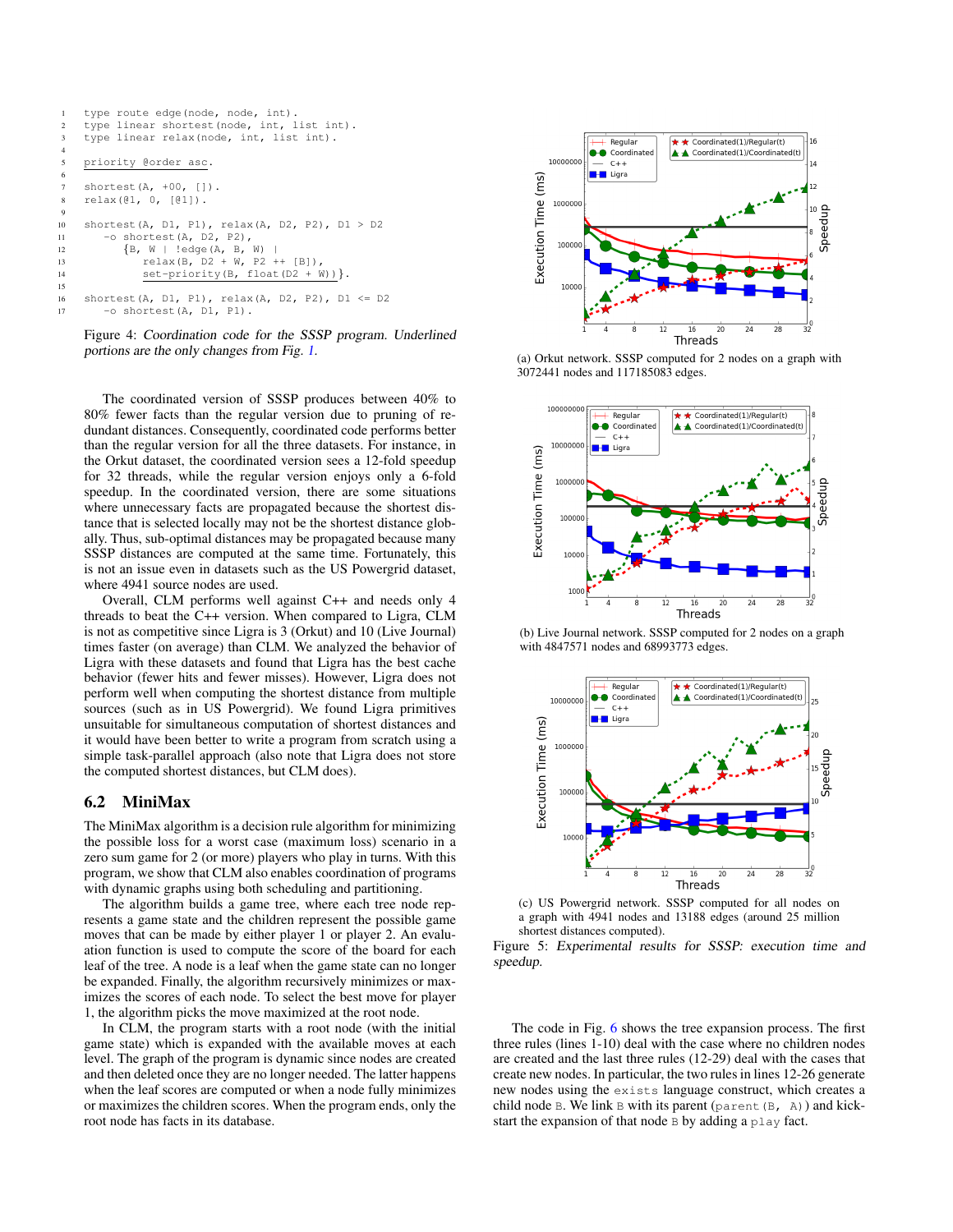```
type route edge(node, node, int).
type linear shortest(node, int, list int).
type linear relax(node, int, list int).

priority @order asc.

shortest(A, +00, []).
relax(@1, 0, [@1]).

shortest(A, D1, P1), relax(A, D2, P2), D1 > D2
   -o shortest(A, D2, P2),
      {B, W | !edge(A, B, W) |
         relax(B, D2 + W, P2 ++ [B]),
         set-priority(B, float(D2 + W))}.

shortest(A, D1, P1), relax(A, D2, P2), D1 <= D2
   -o shortest(A, D1, P1).
```

Figure 4: *Coordination code for the SSSP program. Underlined portions are the only changes from Fig. 1.*

The coordinated version of SSSP produces between 40% to 80% fewer facts than the regular version due to pruning of redundant distances. Consequently, coordinated code performs better than the regular version for all the three datasets. For instance, in the Orkut dataset, the coordinated version sees a 12-fold speedup for 32 threads, while the regular version enjoys only a 6-fold speedup. In the coordinated version, there are some situations where unnecessary facts are propagated because the shortest distance that is selected locally may not be the shortest distance globally. Thus, sub-optimal distances may be propagated because many SSSP distances are computed at the same time. Fortunately, this is not an issue even in datasets such as the US Powergrid dataset, where 4941 source nodes are used.

Overall, CLM performs well against C++ and needs only 4 threads to beat the C++ version. When compared to Ligra, CLM is not as competitive since Ligra is 3 (Orkut) and 10 (Live Journal) times faster (on average) than CLM. We analyzed the behavior of Ligra with these datasets and found that Ligra has the best cache behavior (fewer hits and fewer misses). However, Ligra does not perform well when computing the shortest distance from multiple sources (such as in US Powergrid). We found Ligra primitives unsuitable for simultaneous computation of shortest distances and it would have been better to write a program from scratch using a simple task-parallel approach (also note that Ligra does not store the computed shortest distances, but CLM does).

## 6.2 MiniMax

The MiniMax algorithm is a decision rule algorithm for minimizing the possible loss for a worst case (maximum loss) scenario in a zero sum game for 2 (or more) players who play in turns. With this program, we show that CLM also enables coordination of programs with dynamic graphs using both scheduling and partitioning.

The algorithm builds a game tree, where each tree node represents a game state and the children represent the possible game moves that can be made by either player 1 or player 2. An evaluation function is used to compute the score of the board for each leaf of the tree. A node is a leaf when the game state can no longer be expanded. Finally, the algorithm recursively minimizes or maximizes the scores of each node. To select the best move for player 1, the algorithm picks the move maximized at the root node.

In CLM, the program starts with a root node (with the initial game state) which is expanded with the available moves at each level. The graph of the program is dynamic since nodes are created and then deleted once they are no longer needed. The latter happens when the leaf scores are computed or when a node fully minimizes or maximizes the children scores. When the program ends, only the root node has facts in its database.

(a) Orkut network. SSSP computed for 2 nodes on a graph with 3072441 nodes and 117185083 edges.

(b) Live Journal network. SSSP computed for 2 nodes on a graph with 4847571 nodes and 68993773 edges.

(c) US Powergrid network. SSSP computed for all nodes on a graph with 4941 nodes and 13188 edges (around 25 million shortest distances computed).

Figure 5: *Experimental results for SSSP: execution time and speedup.*

The code in Fig. 6 shows the tree expansion process. The first three rules (lines 1-10) deal with the case where no children nodes are created and the last three rules (12-29) deal with the cases that create new nodes. In particular, the two rules in lines 12-26 generate new nodes using the `exists` language construct, which creates a child node `B`. We link `B` with its parent (`parent(B, A)`) and kick-start the expansion of that node `B` by adding a `play` fact.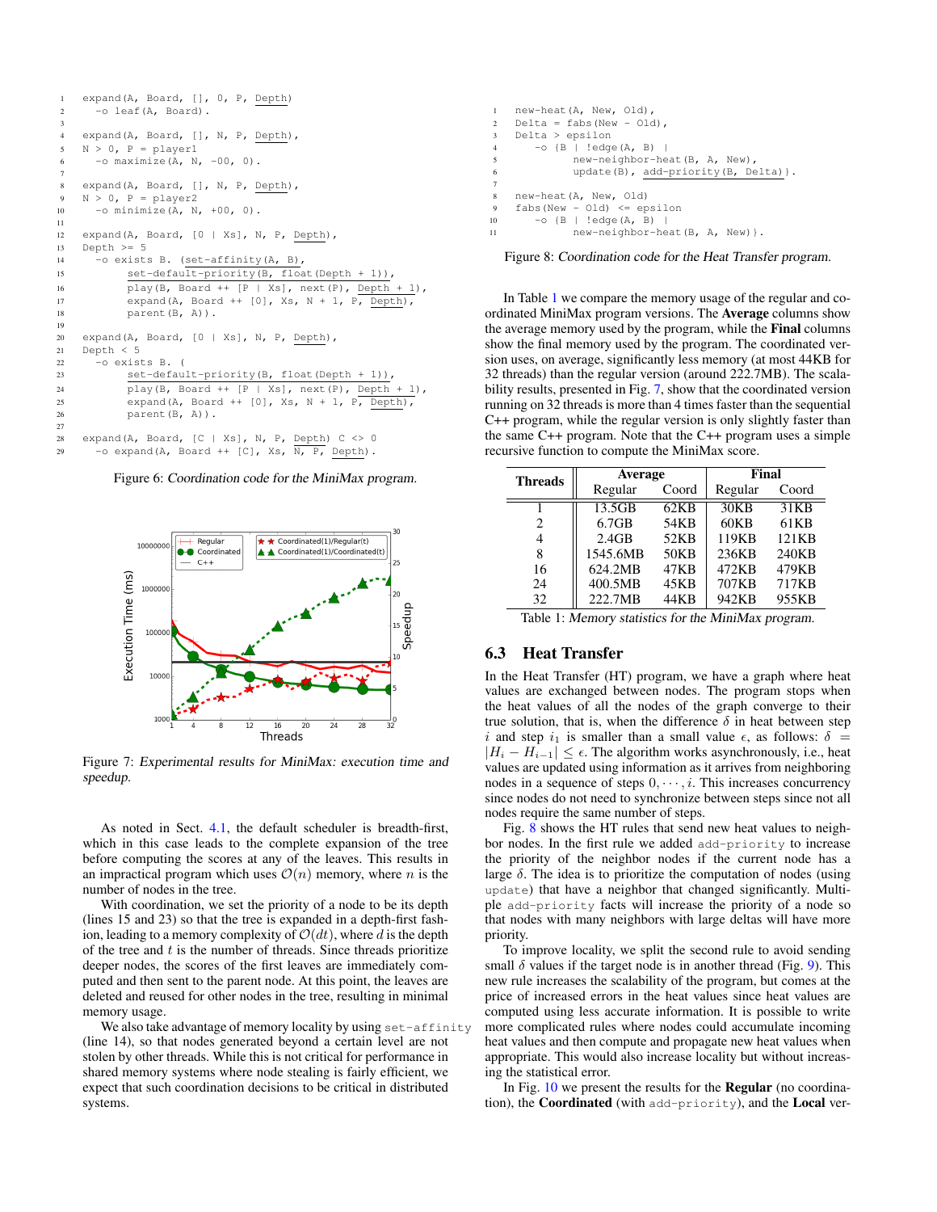```
expand(A, Board, [], 0, P, Depth)
  -o leaf(A, Board).

expand(A, Board, [], N, P, Depth),
N > 0, P = player1
  -o maximize(A, N, -00, 0).

expand(A, Board, [], N, P, Depth),
N > 0, P = player2
  -o minimize(A, N, +00, 0).

expand(A, Board, [0 | Xs], N, P, Depth),
Depth >= 5
  -o exists B. (set-affinity(A, B),
       set-default-priority(B, float(Depth + 1)),
       play(B, Board ++ [P | Xs], next(P), Depth + 1),
       expand(A, Board ++ [0], Xs, N + 1, P, Depth),
       parent(B, A)).

expand(A, Board, [0 | Xs], N, P, Depth),
Depth < 5
  -o exists B. (
       set-default-priority(B, float(Depth + 1)),
       play(B, Board ++ [P | Xs], next(P), Depth + 1),
       expand(A, Board ++ [0], Xs, N + 1, P, Depth),
       parent(B, A)).

expand(A, Board, [C | Xs], N, P, Depth) C <> 0
  -o expand(A, Board ++ [C], Xs, N, P, Depth).
```

Figure 6: *Coordination code for the MiniMax program.*

Figure 7: *Experimental results for MiniMax: execution time and speedup.*

As noted in Sect. 4.1, the default scheduler is breadth-first, which in this case leads to the complete expansion of the tree before computing the scores at any of the leaves. This results in an impractical program which uses $\mathcal{O}(n)$ memory, where $n$ is the number of nodes in the tree.

With coordination, we set the priority of a node to be its depth (lines 15 and 23) so that the tree is expanded in a depth-first fashion, leading to a memory complexity of $\mathcal{O}(dt)$, where $d$ is the depth of the tree and $t$ is the number of threads. Since threads prioritize deeper nodes, the scores of the first leaves are immediately computed and then sent to the parent node. At this point, the leaves are deleted and reused for other nodes in the tree, resulting in minimal memory usage.

We also take advantage of memory locality by using `set-affinity` (line 14), so that nodes generated beyond a certain level are not stolen by other threads. While this is not critical for performance in shared memory systems where node stealing is fairly efficient, we expect that such coordination decisions to be critical in distributed systems.

```
new-heat(A, New, Old),
Delta = fabs(New - Old),
Delta > epsilon
   -o {B | !edge(A, B) |
         new-neighbor-heat(B, A, New),
         update(B), add-priority(B, Delta)}.

new-heat(A, New, Old)
fabs(New - Old) <= epsilon
   -o {B | !edge(A, B) |
         new-neighbor-heat(B, A, New)}.
```

Figure 8: *Coordination code for the Heat Transfer program.*

In Table 1 we compare the memory usage of the regular and coordinated MiniMax program versions. The **Average** columns show the average memory used by the program, while the **Final** columns show the final memory used by the program. The coordinated version uses, on average, significantly less memory (at most 44KB for 32 threads) than the regular version (around 222.7MB). The scalability results, presented in Fig. 7, show that the coordinated version running on 32 threads is more than 4 times faster than the sequential C++ program, while the regular version is only slightly faster than the same C++ program. Note that the C++ program uses a simple recursive function to compute the MiniMax score.

| Threads | Average | | Final | |
|---|---|---|---|---|
| | Regular | Coord | Regular | Coord |
| 1 | 13.5GB | 62KB | 30KB | 31KB |
| 2 | 6.7GB | 54KB | 60KB | 61KB |
| 4 | 2.4GB | 52KB | 119KB | 121KB |
| 8 | 1545.6MB | 50KB | 236KB | 240KB |
| 16 | 624.2MB | 47KB | 472KB | 479KB |
| 24 | 400.5MB | 45KB | 707KB | 717KB |
| 32 | 222.7MB | 44KB | 942KB | 955KB |

Table 1: *Memory statistics for the MiniMax program.*

## 6.3 Heat Transfer

In the Heat Transfer (HT) program, we have a graph where heat values are exchanged between nodes. The program stops when the heat values of all the nodes of the graph converge to their true solution, that is, when the difference $\delta$ in heat between step $i$ and step $i_1$ is smaller than a small value $\epsilon$, as follows: $\delta = |H_i - H_{i-1}| \leq \epsilon$. The algorithm works asynchronously, i.e., heat values are updated using information as it arrives from neighboring nodes in a sequence of steps $0, \cdots, i$. This increases concurrency since nodes do not need to synchronize between steps since not all nodes require the same number of steps.

Fig. 8 shows the HT rules that send new heat values to neighbor nodes. In the first rule we added `add-priority` to increase the priority of the neighbor nodes if the current node has a large $\delta$. The idea is to prioritize the computation of nodes (using `update`) that have a neighbor that changed significantly. Multiple `add-priority` facts will increase the priority of a node so that nodes with many neighbors with large deltas will have more priority.

To improve locality, we split the second rule to avoid sending small $\delta$ values if the target node is in another thread (Fig. 9). This new rule increases the scalability of the program, but comes at the price of increased errors in the heat values since heat values are computed using less accurate information. It is possible to write more complicated rules where nodes could accumulate incoming heat values and then compute and propagate new heat values when appropriate. This would also increase locality but without increasing the statistical error.

In Fig. 10 we present the results for the **Regular** (no coordination), the **Coordinated** (with `add-priority`), and the **Local** ver-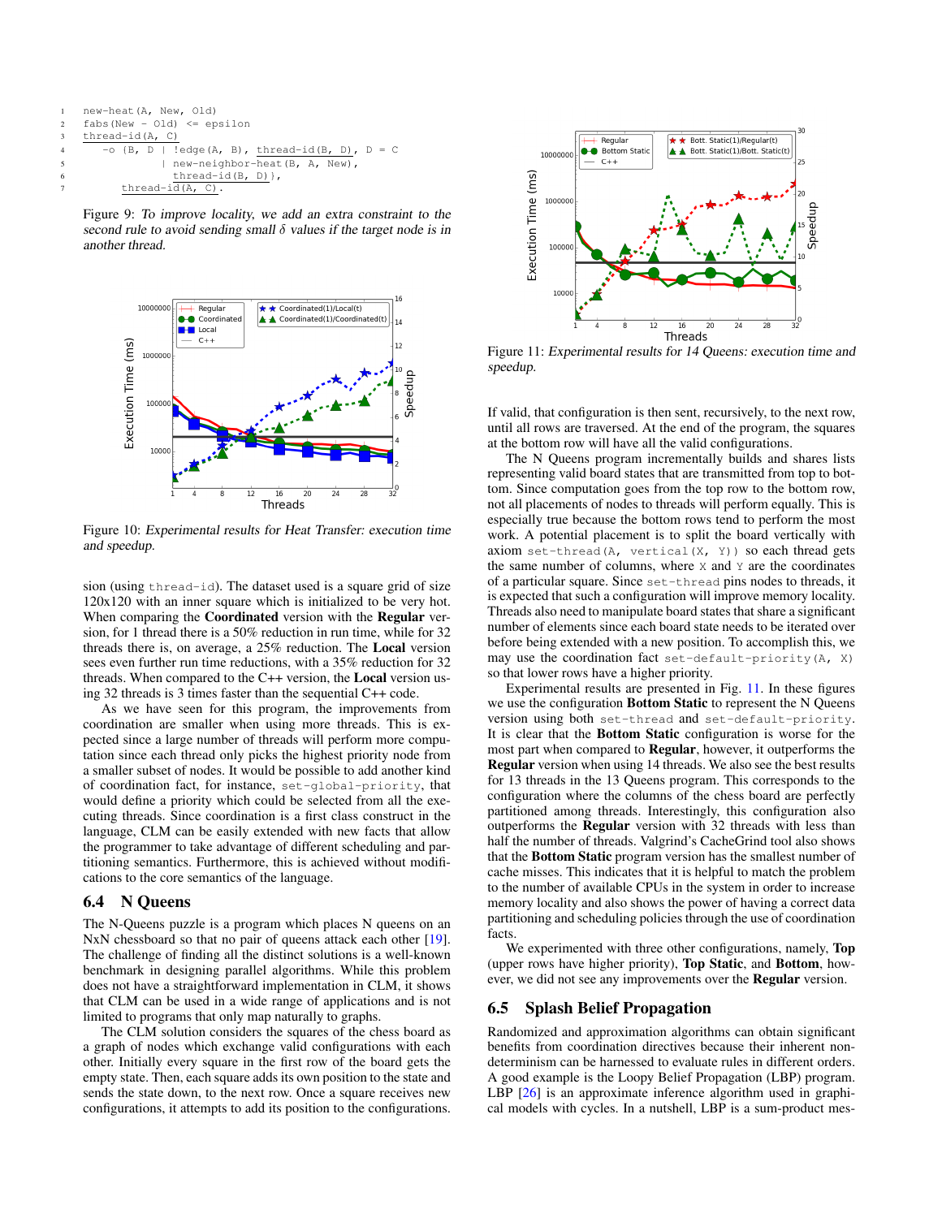```
1    new-heat(A, New, Old)
2    fabs(New - Old) <= epsilon
3    thread-id(A, C)
4      -o {B, D | !edge(A, B), thread-id(B, D), D = C
5              | new-neighbor-heat(B, A, New),
6                thread-id(B, D)},
7          thread-id(A, C).
```

Figure 9: *To improve locality, we add an extra constraint to the second rule to avoid sending small δ values if the target node is in another thread.*

Regular
Coordinated
Local
C++
Coordinated(1)/Local(t)
Coordinated(1)/Coordinated(t)
Execution Time (ms)
Speedup
Threads
10000000
1000000
100000
10000
0 2 4 6 8 10 12 14 16
1 4 8 12 16 20 24 28 32

Figure 10: *Experimental results for Heat Transfer: execution time and speedup.*

sion (using `thread-id`). The dataset used is a square grid of size 120x120 with an inner square which is initialized to be very hot. When comparing the **Coordinated** version with the **Regular** version, for 1 thread there is a 50% reduction in run time, while for 32 threads there is, on average, a 25% reduction. The **Local** version sees even further run time reductions, with a 35% reduction for 32 threads. When compared to the C++ version, the **Local** version using 32 threads is 3 times faster than the sequential C++ code.

As we have seen for this program, the improvements from coordination are smaller when using more threads. This is expected since a large number of threads will perform more computation since each thread only picks the highest priority node from a smaller subset of nodes. It would be possible to add another kind of coordination fact, for instance, `set-global-priority`, that would define a priority which could be selected from all the executing threads. Since coordination is a first class construct in the language, CLM can be easily extended with new facts that allow the programmer to take advantage of different scheduling and partitioning semantics. Furthermore, this is achieved without modifications to the core semantics of the language.

## 6.4 N Queens

The N-Queens puzzle is a program which places N queens on an NxN chessboard so that no pair of queens attack each other [19]. The challenge of finding all the distinct solutions is a well-known benchmark in designing parallel algorithms. While this problem does not have a straightforward implementation in CLM, it shows that CLM can be used in a wide range of applications and is not limited to programs that only map naturally to graphs.

The CLM solution considers the squares of the chess board as a graph of nodes which exchange valid configurations with each other. Initially every square in the first row of the board gets the empty state. Then, each square adds its own position to the state and sends the state down, to the next row. Once a square receives new configurations, it attempts to add its position to the configurations.

Regular
Bottom Static
C++
Bott. Static(1)/Regular(t)
Bott. Static(1)/Bott. Static(t)
Execution Time (ms)
Speedup
Threads
10000000
1000000
100000
10000
0 5 10 15 20 25 30
1 4 8 12 16 20 24 28 32

Figure 11: *Experimental results for 14 Queens: execution time and speedup.*

If valid, that configuration is then sent, recursively, to the next row, until all rows are traversed. At the end of the program, the squares at the bottom row will have all the valid configurations.

The N Queens program incrementally builds and shares lists representing valid board states that are transmitted from top to bottom. Since computation goes from the top row to the bottom row, not all placements of nodes to threads will perform equally. This is especially true because the bottom rows tend to perform the most work. A potential placement is to split the board vertically with axiom `set-thread(A, vertical(X, Y))` so each thread gets the same number of columns, where `X` and `Y` are the coordinates of a particular square. Since `set-thread` pins nodes to threads, it is expected that such a configuration will improve memory locality. Threads also need to manipulate board states that share a significant number of elements since each board state needs to be iterated over before being extended with a new position. To accomplish this, we may use the coordination fact `set-default-priority(A, X)` so that lower rows have a higher priority.

Experimental results are presented in Fig. 11. In these figures we use the configuration **Bottom Static** to represent the N Queens version using both `set-thread` and `set-default-priority`. It is clear that the **Bottom Static** configuration is worse for the most part when compared to **Regular**, however, it outperforms the **Regular** version when using 14 threads. We also see the best results for 13 threads in the 13 Queens program. This corresponds to the configuration where the columns of the chess board are perfectly partitioned among threads. Interestingly, this configuration also outperforms the **Regular** version with 32 threads with less than half the number of threads. Valgrind's CacheGrind tool also shows that the **Bottom Static** program version has the smallest number of cache misses. This indicates that it is helpful to match the partition to the number of available CPUs in the system in order to increase memory locality and also shows the power of having a correct data partitioning and scheduling policies through the use of coordination facts.

We experimented with three other configurations, namely, **Top** (upper rows have higher priority), **Top Static**, and **Bottom**, however, we did not see any improvements over the **Regular** version.

## 6.5 Splash Belief Propagation

Randomized and approximation algorithms can obtain significant benefits from coordination directives because their inherent non-determinism can be harnessed to evaluate rules in different orders. A good example is the Loopy Belief Propagation (LBP) program. LBP [26] is an approximate inference algorithm used in graphical models with cycles. In a nutshell, LBP is a sum-product mes-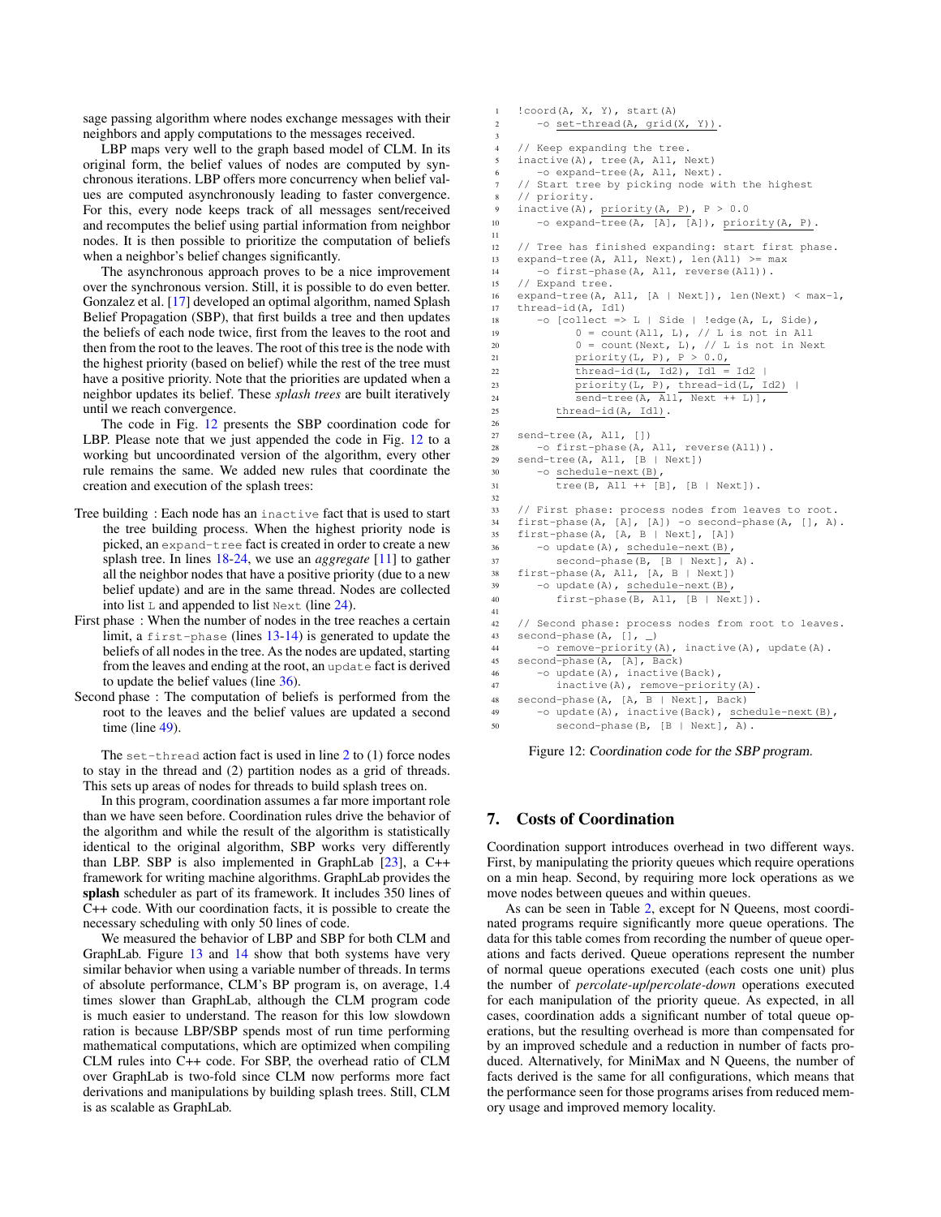sage passing algorithm where nodes exchange messages with their neighbors and apply computations to the messages received.

LBP maps very well to the graph based model of CLM. In its original form, the belief values of nodes are computed by synchronous iterations. LBP offers more concurrency when belief values are computed asynchronously leading to faster convergence. For this, every node keeps track of all messages sent/received and recomputes the belief using partial information from neighbor nodes. It is then possible to prioritize the computation of beliefs when a neighbor's belief changes significantly.

The asynchronous approach proves to be a nice improvement over the synchronous version. Still, it is possible to do even better. Gonzalez et al. [17] developed an optimal algorithm, named Splash Belief Propagation (SBP), that first builds a tree and then updates the beliefs of each node twice, first from the leaves to the root and then from the root to the leaves. The root of this tree is the node with the highest priority (based on belief) while the rest of the tree must have a positive priority. Note that the priorities are updated when a neighbor updates its belief. These *splash trees* are built iteratively until we reach convergence.

The code in Fig. 12 presents the SBP coordination code for LBP. Please note that we just appended the code in Fig. 12 to a working but uncoordinated version of the algorithm, every other rule remains the same. We added new rules that coordinate the creation and execution of the splash trees:

- Tree building : Each node has an `inactive` fact that is used to start the tree building process. When the highest priority node is picked, an `expand-tree` fact is created in order to create a new splash tree. In lines 18-24, we use an *aggregate* [11] to gather all the neighbor nodes that have a positive priority (due to a new belief update) and are in the same thread. Nodes are collected into list `L` and appended to list `Next` (line 24).
- First phase : When the number of nodes in the tree reaches a certain limit, a `first-phase` (lines 13-14) is generated to update the beliefs of all nodes in the tree. As the nodes are updated, starting from the leaves and ending at the root, an `update` fact is derived to update the belief values (line 36).
- Second phase : The computation of beliefs is performed from the root to the leaves and the belief values are updated a second time (line 49).

The `set-thread` action fact is used in line 2 to (1) force nodes to stay in the thread and (2) partition nodes as a grid of threads. This sets up areas of nodes for threads to build splash trees on.

In this program, coordination assumes a far more important role than we have seen before. Coordination rules drive the behavior of the algorithm and while the result of the algorithm is statistically identical to the original algorithm, SBP works very differently than LBP. SBP is also implemented in GraphLab [23], a C++ framework for writing machine algorithms. GraphLab provides the **splash** scheduler as part of its framework. It includes 350 lines of C++ code. With our coordination facts, it is possible to create the necessary scheduling with only 50 lines of code.

We measured the behavior of LBP and SBP for both CLM and GraphLab. Figure 13 and 14 show that both systems have very similar behavior when using a variable number of threads. In terms of absolute performance, CLM's BP program is, on average, 1.4 times slower than GraphLab, although the CLM program code is much easier to understand. The reason for this low slowdown ration is because LBP/SBP spends most of run time performing mathematical computations, which are optimized when compiling CLM rules into C++ code. For SBP, the overhead ratio of CLM over GraphLab is two-fold since CLM now performs more fact derivations and manipulations by building splash trees. Still, CLM is as scalable as GraphLab.

```
1  !coord(A, X, Y), start(A)
2     -o set-thread(A, grid(X, Y)).
3
4  // Keep expanding the tree.
5  inactive(A), tree(A, All, Next)
6     -o expand-tree(A, All, Next).
7  // Start tree by picking node with the highest
8  // priority.
9  inactive(A), priority(A, P), P > 0.0
10    -o expand-tree(A, [A], [A]), priority(A, P).
11
12 // Tree has finished expanding: start first phase.
13 expand-tree(A, All, Next), len(All) >= max
14    -o first-phase(A, All, reverse(All)).
15 // Expand tree.
16 expand-tree(A, All, [A | Next]), len(Next) < max-1,
17 thread-id(A, Id1)
18    -o [collect => L | Side | !edge(A, L, Side),
19          0 = count(All, L), // L is not in All
20          0 = count(Next, L), // L is not in Next
21          priority(L, P), P > 0.0,
22          thread-id(L, Id2), Id1 = Id2 |
23          priority(L, P), thread-id(L, Id2) |
24          send-tree(A, All, Next ++ L)],
25       thread-id(A, Id1).
26
27 send-tree(A, All, [])
28    -o first-phase(A, All, reverse(All)).
29 send-tree(A, All, [B | Next])
30    -o schedule-next(B),
31       tree(B, All ++ [B], [B | Next]).
32
33 // First phase: process nodes from leaves to root.
34 first-phase(A, [A], [A]) -o second-phase(A, [], A).
35 first-phase(A, [A, B | Next], [A])
36    -o update(A), schedule-next(B),
37       second-phase(B, [B | Next], A).
38 first-phase(A, All, [A, B | Next])
39    -o update(A), schedule-next(B),
40       first-phase(B, All, [B | Next]).
41
42 // Second phase: process nodes from root to leaves.
43 second-phase(A, [], _)
44    -o remove-priority(A), inactive(A), update(A).
45 second-phase(A, [A], Back)
46    -o update(A), inactive(Back),
47       inactive(A), remove-priority(A).
48 second-phase(A, [A, B | Next], Back)
49    -o update(A), inactive(Back), schedule-next(B),
50       second-phase(B, [B | Next], A).
```

Figure 12: Coordination code for the SBP program.

## 7. Costs of Coordination

Coordination support introduces overhead in two different ways. First, by manipulating the priority queues which require operations on a min heap. Second, by requiring more lock operations as we move nodes between queues and within queues.

As can be seen in Table 2, except for N Queens, most coordinated programs require significantly more queue operations. The data for this table comes from recording the number of queue operations and facts derived. Queue operations represent the number of normal queue operations executed (each costs one unit) plus the number of *percolate-up*/*percolate-down* operations executed for each manipulation of the priority queue. As expected, in all cases, coordination adds a significant number of total queue operations, but the resulting overhead is more than compensated for by an improved schedule and a reduction in number of facts produced. Alternatively, for MiniMax and N Queens, the number of facts derived is the same for all configurations, which means that the performance seen for those programs arises from reduced memory usage and improved memory locality.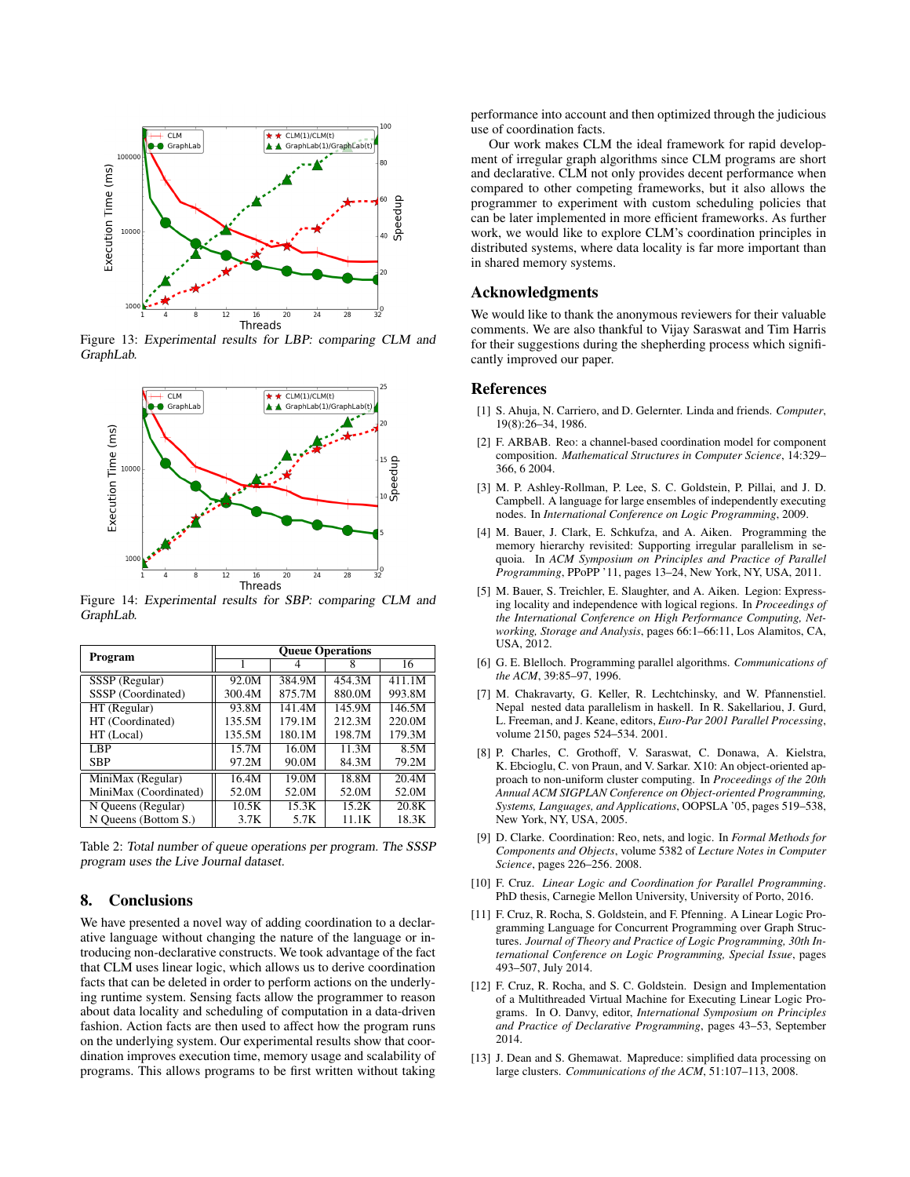Figure 13: *Experimental results for LBP: comparing CLM and GraphLab.*

Figure 14: *Experimental results for SBP: comparing CLM and GraphLab.*

| Program | Queue Operations | | | |
|---|---|---|---|---|
| | 1 | 4 | 8 | 16 |
| SSSP (Regular) | 92.0M | 384.9M | 454.3M | 411.1M |
| SSSP (Coordinated) | 300.4M | 875.7M | 880.0M | 993.8M |
| HT (Regular) | 93.8M | 141.4M | 145.9M | 146.5M |
| HT (Coordinated) | 135.5M | 179.1M | 212.3M | 220.0M |
| HT (Local) | 135.5M | 180.1M | 198.7M | 179.3M |
| LBP | 15.7M | 16.0M | 11.3M | 8.5M |
| SBP | 97.2M | 90.0M | 84.3M | 79.2M |
| MiniMax (Regular) | 16.4M | 19.0M | 18.8M | 20.4M |
| MiniMax (Coordinated) | 52.0M | 52.0M | 52.0M | 52.0M |
| N Queens (Regular) | 10.5K | 15.3K | 15.2K | 20.8K |
| N Queens (Bottom S.) | 3.7K | 5.7K | 11.1K | 18.3K |

Table 2: *Total number of queue operations per program. The SSSP program uses the Live Journal dataset.*

## 8. Conclusions

We have presented a novel way of adding coordination to a declarative language without changing the nature of the language or introducing non-declarative constructs. We took advantage of the fact that CLM uses linear logic, which allows us to derive coordination facts that can be deleted in order to perform actions on the underlying runtime system. Sensing facts allow the programmer to reason about data locality and scheduling of computation in a data-driven fashion. Action facts are then used to affect how the program runs on the underlying system. Our experimental results show that coordination improves execution time, memory usage and scalability of programs. This allows programs to be first written without taking performance into account and then optimized through the judicious use of coordination facts.

Our work makes CLM the ideal framework for rapid development of irregular graph algorithms since CLM programs are short and declarative. CLM not only provides decent performance when compared to other competing frameworks, but it also allows the programmer to experiment with custom scheduling policies that can be later implemented in more efficient frameworks. As further work, we would like to explore CLM's coordination principles in distributed systems, where data locality is far more important than in shared memory systems.

## Acknowledgments

We would like to thank the anonymous reviewers for their valuable comments. We are also thankful to Vijay Saraswat and Tim Harris for their suggestions during the shepherding process which significantly improved our paper.

## References

[1] S. Ahuja, N. Carriero, and D. Gelernter. Linda and friends. *Computer*, 19(8):26–34, 1986.

[2] F. ARBAB. Reo: a channel-based coordination model for component composition. *Mathematical Structures in Computer Science*, 14:329–366, 6 2004.

[3] M. P. Ashley-Rollman, P. Lee, S. C. Goldstein, P. Pillai, and J. D. Campbell. A language for large ensembles of independently executing nodes. In *International Conference on Logic Programming*, 2009.

[4] M. Bauer, J. Clark, E. Schkufza, and A. Aiken. Programming the memory hierarchy revisited: Supporting irregular parallelism in sequoia. In *ACM Symposium on Principles and Practice of Parallel Programming*, PPoPP '11, pages 13–24, New York, NY, USA, 2011.

[5] M. Bauer, S. Treichler, E. Slaughter, and A. Aiken. Legion: Expressing locality and independence with logical regions. In *Proceedings of the International Conference on High Performance Computing, Networking, Storage and Analysis*, pages 66:1–66:11, Los Alamitos, CA, USA, 2012.

[6] G. E. Blelloch. Programming parallel algorithms. *Communications of the ACM*, 39:85–97, 1996.

[7] M. Chakravarty, G. Keller, R. Lechtchinsky, and W. Pfannenstiel. Nepal nested data parallelism in haskell. In R. Sakellariou, J. Gurd, L. Freeman, and J. Keane, editors, *Euro-Par 2001 Parallel Processing*, volume 2150, pages 524–534. 2001.

[8] P. Charles, C. Grothoff, V. Saraswat, C. Donawa, A. Kielstra, K. Ebcioglu, C. von Praun, and V. Sarkar. X10: An object-oriented approach to non-uniform cluster computing. In *Proceedings of the 20th Annual ACM SIGPLAN Conference on Object-oriented Programming, Systems, Languages, and Applications*, OOPSLA '05, pages 519–538, New York, NY, USA, 2005.

[9] D. Clarke. Coordination: Reo, nets, and logic. In *Formal Methods for Components and Objects*, volume 5382 of *Lecture Notes in Computer Science*, pages 226–256. 2008.

[10] F. Cruz. *Linear Logic and Coordination for Parallel Programming*. PhD thesis, Carnegie Mellon University, University of Porto, 2016.

[11] F. Cruz, R. Rocha, S. Goldstein, and F. Pfenning. A Linear Logic Programming Language for Concurrent Programming over Graph Structures. *Journal of Theory and Practice of Logic Programming, 30th International Conference on Logic Programming, Special Issue*, pages 493–507, July 2014.

[12] F. Cruz, R. Rocha, and S. C. Goldstein. Design and Implementation of a Multithreaded Virtual Machine for Executing Linear Logic Programs. In O. Danvy, editor, *International Symposium on Principles and Practice of Declarative Programming*, pages 43–53, September 2014.

[13] J. Dean and S. Ghemawat. Mapreduce: simplified data processing on large clusters. *Communications of the ACM*, 51:107–113, 2008.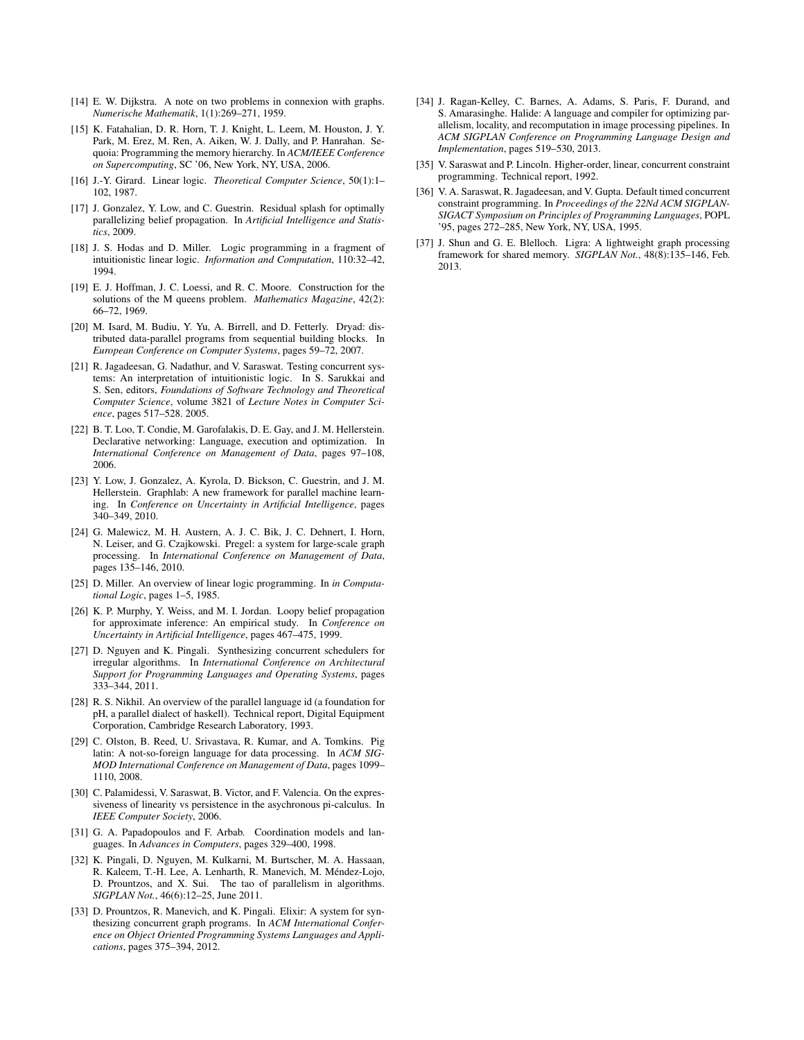[14] E. W. Dijkstra. A note on two problems in connexion with graphs. *Numerische Mathematik*, 1(1):269–271, 1959.

[15] K. Fatahalian, D. R. Horn, T. J. Knight, L. Leem, M. Houston, J. Y. Park, M. Erez, M. Ren, A. Aiken, W. J. Dally, and P. Hanrahan. Sequoia: Programming the memory hierarchy. In *ACM/IEEE Conference on Supercomputing*, SC '06, New York, NY, USA, 2006.

[16] J.-Y. Girard. Linear logic. *Theoretical Computer Science*, 50(1):1–102, 1987.

[17] J. Gonzalez, Y. Low, and C. Guestrin. Residual splash for optimally parallelizing belief propagation. In *Artificial Intelligence and Statistics*, 2009.

[18] J. S. Hodas and D. Miller. Logic programming in a fragment of intuitionistic linear logic. *Information and Computation*, 110:32–42, 1994.

[19] E. J. Hoffman, J. C. Loessi, and R. C. Moore. Construction for the solutions of the M queens problem. *Mathematics Magazine*, 42(2): 66–72, 1969.

[20] M. Isard, M. Budiu, Y. Yu, A. Birrell, and D. Fetterly. Dryad: distributed data-parallel programs from sequential building blocks. In *European Conference on Computer Systems*, pages 59–72, 2007.

[21] R. Jagadeesan, G. Nadathur, and V. Saraswat. Testing concurrent systems: An interpretation of intuitionistic logic. In S. Sarukkai and S. Sen, editors, *Foundations of Software Technology and Theoretical Computer Science*, volume 3821 of *Lecture Notes in Computer Science*, pages 517–528. 2005.

[22] B. T. Loo, T. Condie, M. Garofalakis, D. E. Gay, and J. M. Hellerstein. Declarative networking: Language, execution and optimization. In *International Conference on Management of Data*, pages 97–108, 2006.

[23] Y. Low, J. Gonzalez, A. Kyrola, D. Bickson, C. Guestrin, and J. M. Hellerstein. Graphlab: A new framework for parallel machine learning. In *Conference on Uncertainty in Artificial Intelligence*, pages 340–349, 2010.

[24] G. Malewicz, M. H. Austern, A. J. C. Bik, J. C. Dehnert, I. Horn, N. Leiser, and G. Czajkowski. Pregel: a system for large-scale graph processing. In *International Conference on Management of Data*, pages 135–146, 2010.

[25] D. Miller. An overview of linear logic programming. In *in Computational Logic*, pages 1–5, 1985.

[26] K. P. Murphy, Y. Weiss, and M. I. Jordan. Loopy belief propagation for approximate inference: An empirical study. In *Conference on Uncertainty in Artificial Intelligence*, pages 467–475, 1999.

[27] D. Nguyen and K. Pingali. Synthesizing concurrent schedulers for irregular algorithms. In *International Conference on Architectural Support for Programming Languages and Operating Systems*, pages 333–344, 2011.

[28] R. S. Nikhil. An overview of the parallel language id (a foundation for pH, a parallel dialect of haskell). Technical report, Digital Equipment Corporation, Cambridge Research Laboratory, 1993.

[29] C. Olston, B. Reed, U. Srivastava, R. Kumar, and A. Tomkins. Pig latin: A not-so-foreign language for data processing. In *ACM SIGMOD International Conference on Management of Data*, pages 1099–1110, 2008.

[30] C. Palamidessi, V. Saraswat, B. Victor, and F. Valencia. On the expressiveness of linearity vs persistence in the asychronous pi-calculus. In *IEEE Computer Society*, 2006.

[31] G. A. Papadopoulos and F. Arbab. Coordination models and languages. In *Advances in Computers*, pages 329–400, 1998.

[32] K. Pingali, D. Nguyen, M. Kulkarni, M. Burtscher, M. A. Hassaan, R. Kaleem, T.-H. Lee, A. Lenharth, R. Manevich, M. Méndez-Lojo, D. Prountzos, and X. Sui. The tao of parallelism in algorithms. *SIGPLAN Not.*, 46(6):12–25, June 2011.

[33] D. Prountzos, R. Manevich, and K. Pingali. Elixir: A system for synthesizing concurrent graph programs. In *ACM International Conference on Object Oriented Programming Systems Languages and Applications*, pages 375–394, 2012.

[34] J. Ragan-Kelley, C. Barnes, A. Adams, S. Paris, F. Durand, and S. Amarasinghe. Halide: A language and compiler for optimizing parallelism, locality, and recomputation in image processing pipelines. In *ACM SIGPLAN Conference on Programming Language Design and Implementation*, pages 519–530, 2013.

[35] V. Saraswat and P. Lincoln. Higher-order, linear, concurrent constraint programming. Technical report, 1992.

[36] V. A. Saraswat, R. Jagadeesan, and V. Gupta. Default timed concurrent constraint programming. In *Proceedings of the 22Nd ACM SIGPLAN-SIGACT Symposium on Principles of Programming Languages*, POPL '95, pages 272–285, New York, NY, USA, 1995.

[37] J. Shun and G. E. Blelloch. Ligra: A lightweight graph processing framework for shared memory. *SIGPLAN Not.*, 48(8):135–146, Feb. 2013.